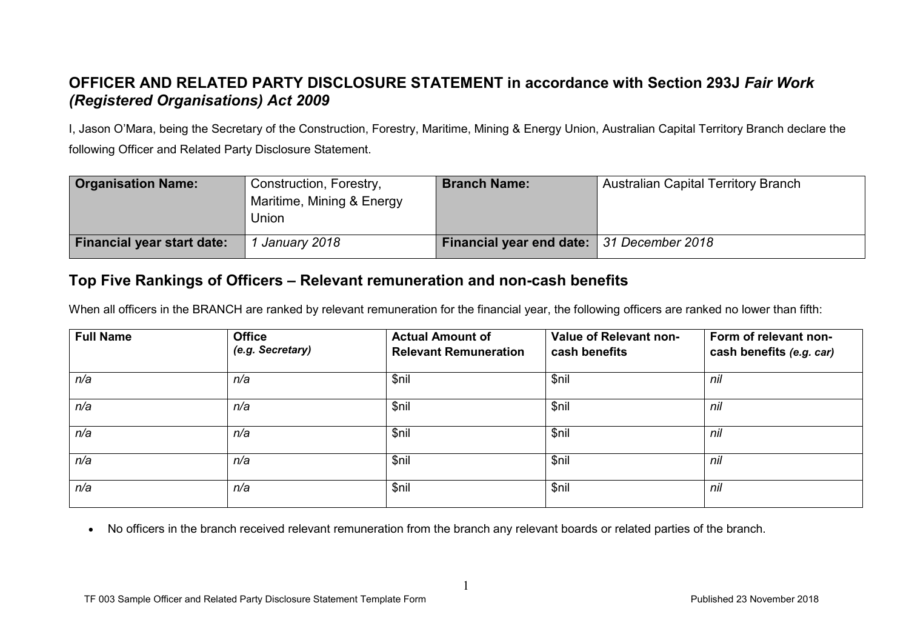# OFFICER AND RELATED PARTY DISCLOSURE STATEMENT in accordance with Section 293J *Fair Work (Registered Organisations) Act 2009*

I, Jason O'Mara, being the Secretary of the Construction, Forestry, Maritime, Mining & Energy Union, Australian Capital Territory Branch declare the following Officer and Related Party Disclosure Statement.

| **Organisation Name:** | Construction, Forestry, Maritime, Mining & Energy Union | **Branch Name:** | Australian Capital Territory Branch |
|---|---|---|---|
| **Financial year start date:** | *1 January 2018* | **Financial year end date:** | *31 December 2018* |

## Top Five Rankings of Officers – Relevant remuneration and non-cash benefits

When all officers in the BRANCH are ranked by relevant remuneration for the financial year, the following officers are ranked no lower than fifth:

| **Full Name** | **Office** *(e.g. Secretary)* | **Actual Amount of Relevant Remuneration** | **Value of Relevant non-cash benefits** | **Form of relevant non-cash benefits** *(e.g. car)* |
|---|---|---|---|---|
| *n/a* | *n/a* | $nil | $nil | *nil* |
| *n/a* | *n/a* | $nil | $nil | *nil* |
| *n/a* | *n/a* | $nil | $nil | *nil* |
| *n/a* | *n/a* | $nil | $nil | *nil* |
| *n/a* | *n/a* | $nil | $nil | *nil* |

- No officers in the branch received relevant remuneration from the branch any relevant boards or related parties of the branch.

TF 003 Sample Officer and Related Party Disclosure Statement Template Form

Published 23 November 2018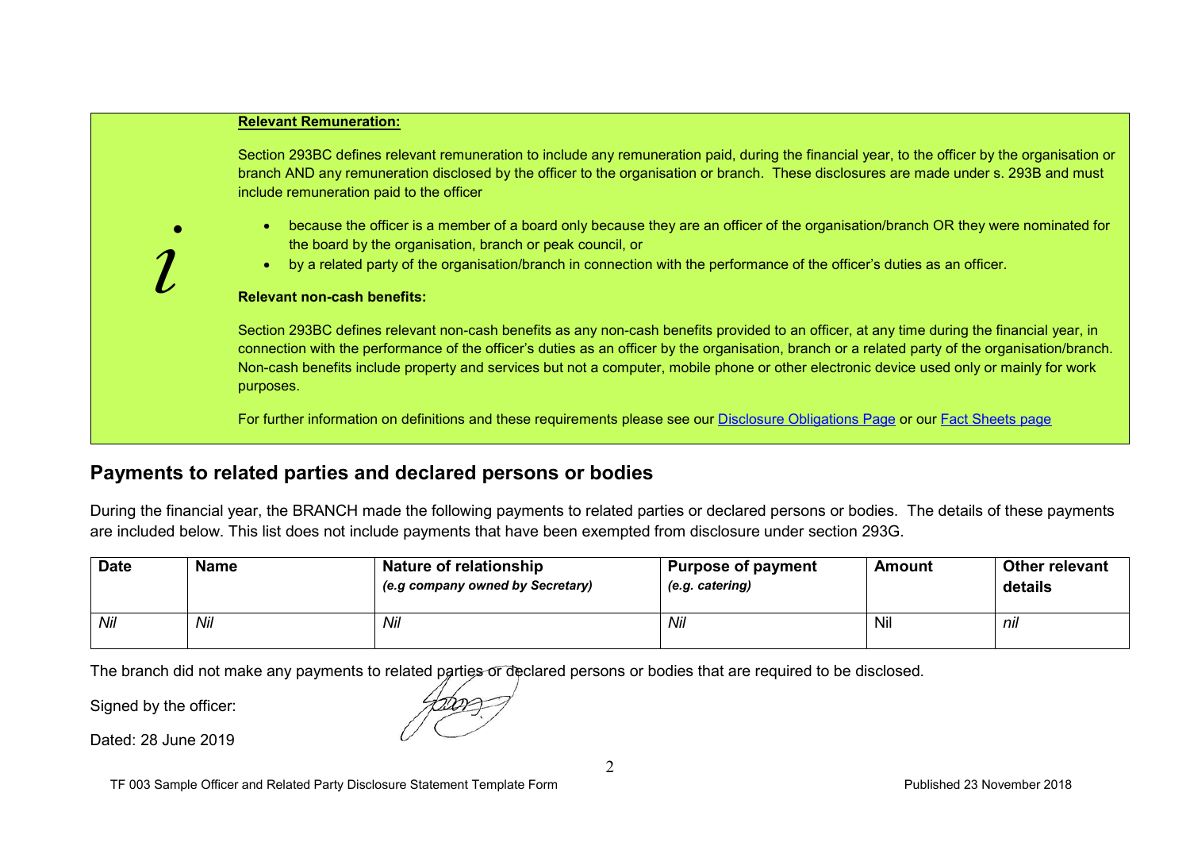**Relevant Remuneration:**

Section 293BC defines relevant remuneration to include any remuneration paid, during the financial year, to the officer by the organisation or branch AND any remuneration disclosed by the officer to the organisation or branch. These disclosures are made under s. 293B and must include remuneration paid to the officer

- because the officer is a member of a board only because they are an officer of the organisation/branch OR they were nominated for the board by the organisation, branch or peak council, or
- by a related party of the organisation/branch in connection with the performance of the officer's duties as an officer.

**Relevant non-cash benefits:**

Section 293BC defines relevant non-cash benefits as any non-cash benefits provided to an officer, at any time during the financial year, in connection with the performance of the officer's duties as an officer by the organisation, branch or a related party of the organisation/branch. Non-cash benefits include property and services but not a computer, mobile phone or other electronic device used only or mainly for work purposes.

For further information on definitions and these requirements please see our [Disclosure Obligations Page] or our [Fact Sheets page]

## Payments to related parties and declared persons or bodies

During the financial year, the BRANCH made the following payments to related parties or declared persons or bodies. The details of these payments are included below. This list does not include payments that have been exempted from disclosure under section 293G.

| **Date** | **Name** | **Nature of relationship** *(e.g company owned by Secretary)* | **Purpose of payment** *(e.g. catering)* | **Amount** | **Other relevant details** |
|---|---|---|---|---|---|
| *Nil* | *Nil* | *Nil* | *Nil* | Nil | *nil* |

The branch did not make any payments to related parties or declared persons or bodies that are required to be disclosed.

Signed by the officer:

Dated: 28 June 2019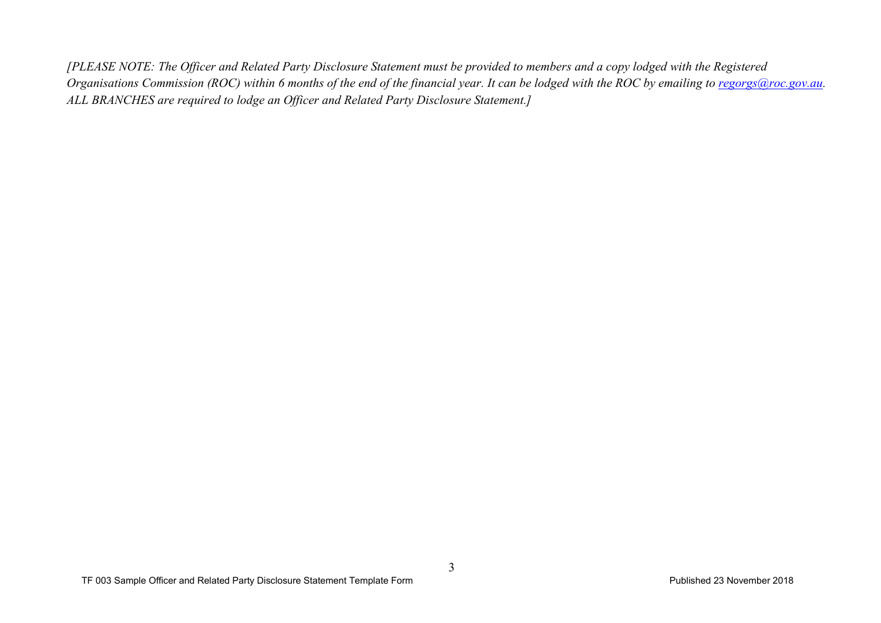*[PLEASE NOTE: The Officer and Related Party Disclosure Statement must be provided to members and a copy lodged with the Registered Organisations Commission (ROC) within 6 months of the end of the financial year. It can be lodged with the ROC by emailing to [regorgs@roc.gov.au](mailto:regorgs@roc.gov.au). ALL BRANCHES are required to lodge an Officer and Related Party Disclosure Statement.]*